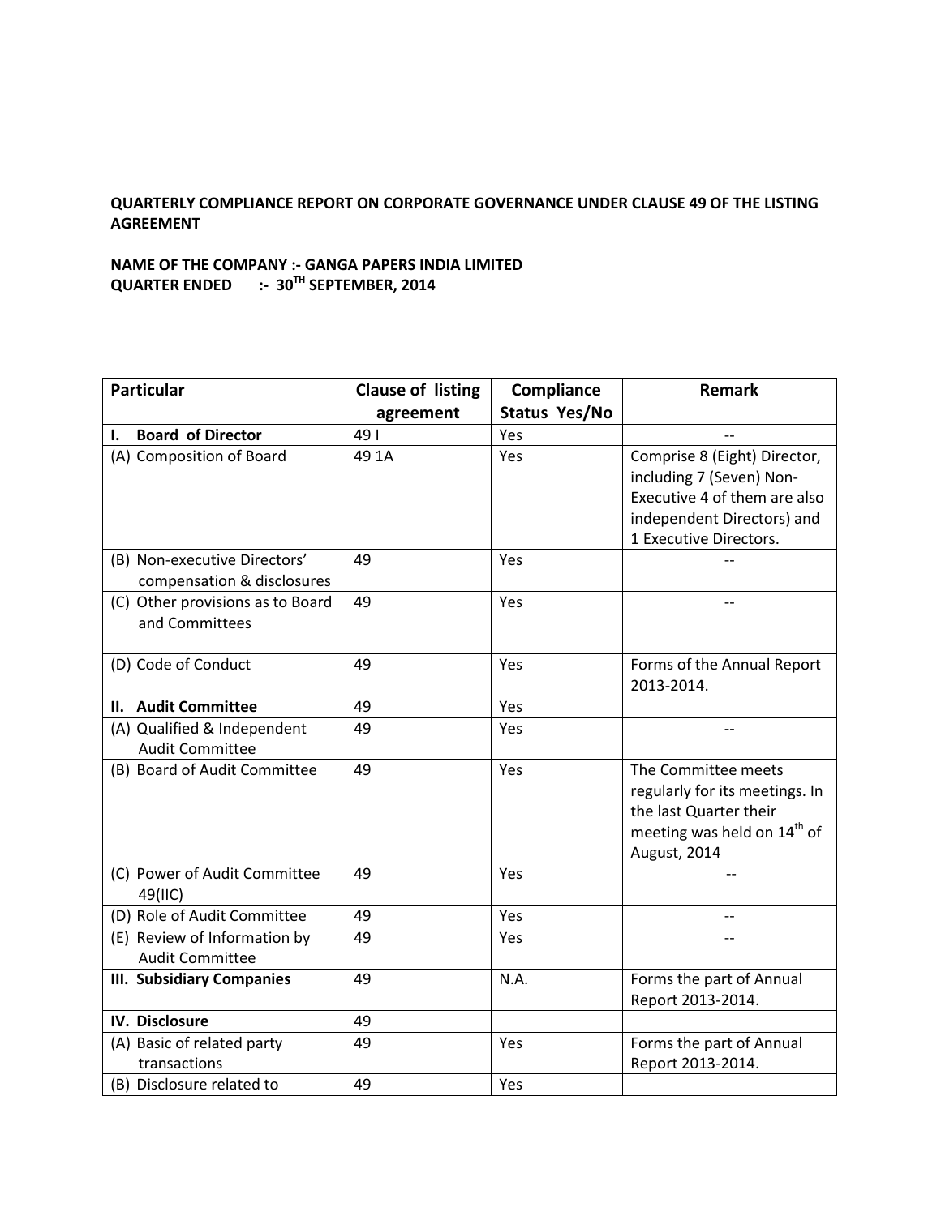**QUARTERLY COMPLIANCE REPORT ON CORPORATE GOVERNANCE UNDER CLAUSE 49 OF THE LISTING AGREEMENT**

**NAME OF THE COMPANY :- GANGA PAPERS INDIA LIMITED**
**QUARTER ENDED :- 30TH SEPTEMBER, 2014**

| Particular | Clause of listing agreement | Compliance Status Yes/No | Remark |
|---|---|---|---|
| **I. Board of Director** | 49 I | Yes | -- |
| (A) Composition of Board | 49 1A | Yes | Comprise 8 (Eight) Director, including 7 (Seven) Non-Executive 4 of them are also independent Directors) and 1 Executive Directors. |
| (B) Non-executive Directors' compensation & disclosures | 49 | Yes | -- |
| (C) Other provisions as to Board and Committees | 49 | Yes | -- |
| (D) Code of Conduct | 49 | Yes | Forms of the Annual Report 2013-2014. |
| **II. Audit Committee** | 49 | Yes | |
| (A) Qualified & Independent Audit Committee | 49 | Yes | -- |
| (B) Board of Audit Committee | 49 | Yes | The Committee meets regularly for its meetings. In the last Quarter their meeting was held on 14th of August, 2014 |
| (C) Power of Audit Committee 49(IIC) | 49 | Yes | -- |
| (D) Role of Audit Committee | 49 | Yes | -- |
| (E) Review of Information by Audit Committee | 49 | Yes | -- |
| **III. Subsidiary Companies** | 49 | N.A. | Forms the part of Annual Report 2013-2014. |
| **IV. Disclosure** | 49 | | |
| (A) Basic of related party transactions | 49 | Yes | Forms the part of Annual Report 2013-2014. |
| (B) Disclosure related to | 49 | Yes | |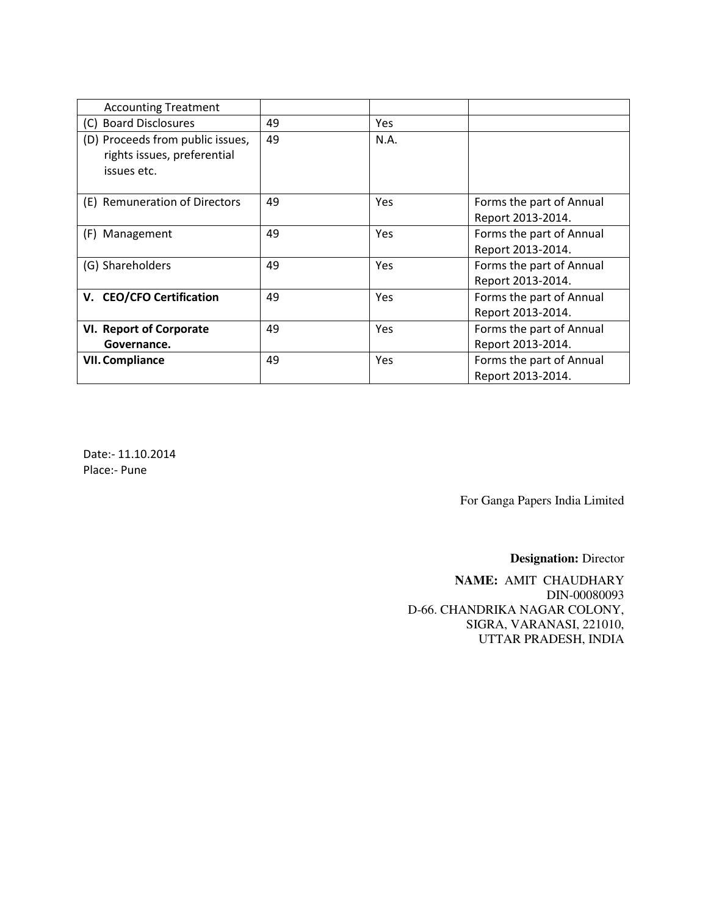| | | | |
|---|---|---|---|
| Accounting Treatment | | | |
| (C) Board Disclosures | 49 | Yes | |
| (D) Proceeds from public issues, rights issues, preferential issues etc. | 49 | N.A. | |
| (E) Remuneration of Directors | 49 | Yes | Forms the part of Annual Report 2013-2014. |
| (F) Management | 49 | Yes | Forms the part of Annual Report 2013-2014. |
| (G) Shareholders | 49 | Yes | Forms the part of Annual Report 2013-2014. |
| **V. CEO/CFO Certification** | 49 | Yes | Forms the part of Annual Report 2013-2014. |
| **VI. Report of Corporate Governance.** | 49 | Yes | Forms the part of Annual Report 2013-2014. |
| **VII. Compliance** | 49 | Yes | Forms the part of Annual Report 2013-2014. |

Date:- 11.10.2014
Place:- Pune

For Ganga Papers India Limited

**Designation:** Director

**NAME:** AMIT CHAUDHARY
DIN-00080093
D-66. CHANDRIKA NAGAR COLONY,
SIGRA, VARANASI, 221010,
UTTAR PRADESH, INDIA